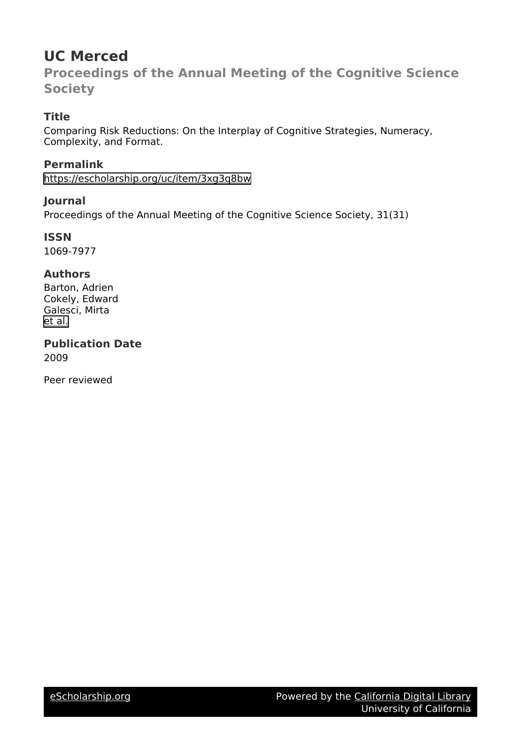# UC Merced

## Proceedings of the Annual Meeting of the Cognitive Science Society

### Title

Comparing Risk Reductions: On the Interplay of Cognitive Strategies, Numeracy, Complexity, and Format.

### Permalink

https://escholarship.org/uc/item/3xg3q8bw

### Journal

Proceedings of the Annual Meeting of the Cognitive Science Society, 31(31)

### ISSN

1069-7977

### Authors

Barton, Adrien
Cokely, Edward
Galesci, Mirta
et al.

### Publication Date

2009

Peer reviewed

eScholarship.org    Powered by the California Digital Library
University of California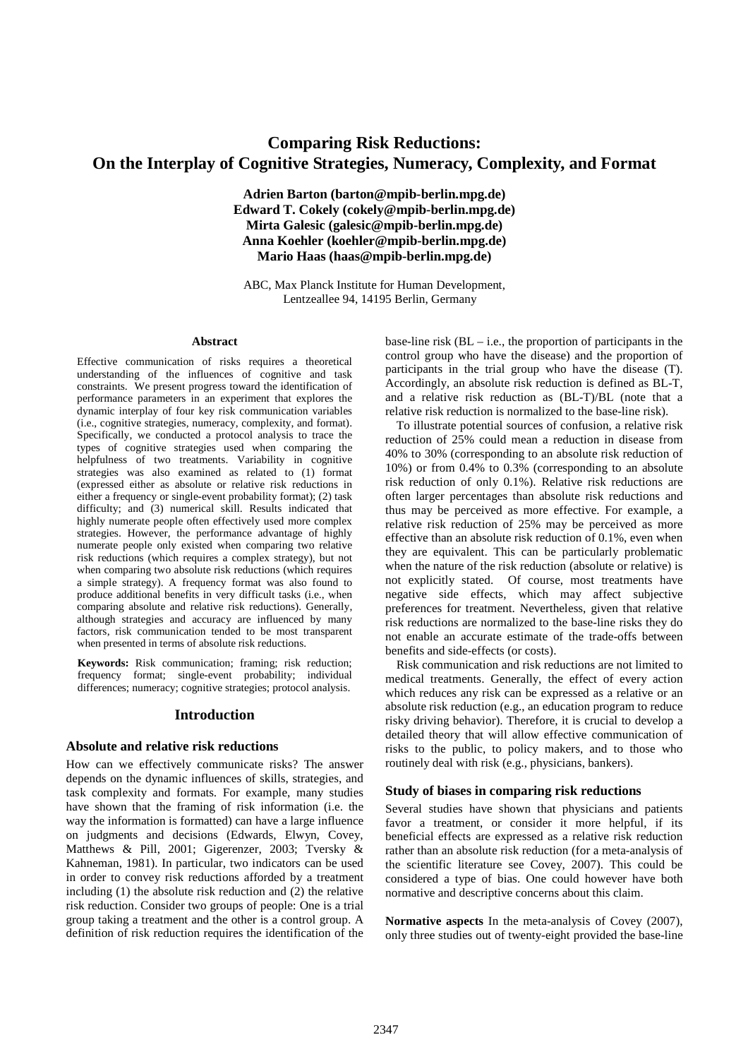# Comparing Risk Reductions: On the Interplay of Cognitive Strategies, Numeracy, Complexity, and Format

**Adrien Barton (barton@mpib-berlin.mpg.de)**
**Edward T. Cokely (cokely@mpib-berlin.mpg.de)**
**Mirta Galesic (galesic@mpib-berlin.mpg.de)**
**Anna Koehler (koehler@mpib-berlin.mpg.de)**
**Mario Haas (haas@mpib-berlin.mpg.de)**

ABC, Max Planck Institute for Human Development,
Lentzeallee 94, 14195 Berlin, Germany

## Abstract

Effective communication of risks requires a theoretical understanding of the influences of cognitive and task constraints. We present progress toward the identification of performance parameters in an experiment that explores the dynamic interplay of four key risk communication variables (i.e., cognitive strategies, numeracy, complexity, and format). Specifically, we conducted a protocol analysis to trace the types of cognitive strategies used when comparing the helpfulness of two treatments. Variability in cognitive strategies was also examined as related to (1) format (expressed either as absolute or relative risk reductions in either a frequency or single-event probability format); (2) task difficulty; and (3) numerical skill. Results indicated that highly numerate people often effectively used more complex strategies. However, the performance advantage of highly numerate people only existed when comparing two relative risk reductions (which requires a complex strategy), but not when comparing two absolute risk reductions (which requires a simple strategy). A frequency format was also found to produce additional benefits in very difficult tasks (i.e., when comparing absolute and relative risk reductions). Generally, although strategies and accuracy are influenced by many factors, risk communication tended to be most transparent when presented in terms of absolute risk reductions.

**Keywords:** Risk communication; framing; risk reduction; frequency format; single-event probability; individual differences; numeracy; cognitive strategies; protocol analysis.

## Introduction

### Absolute and relative risk reductions

How can we effectively communicate risks? The answer depends on the dynamic influences of skills, strategies, and task complexity and formats. For example, many studies have shown that the framing of risk information (i.e. the way the information is formatted) can have a large influence on judgments and decisions (Edwards, Elwyn, Covey, Matthews & Pill, 2001; Gigerenzer, 2003; Tversky & Kahneman, 1981). In particular, two indicators can be used in order to convey risk reductions afforded by a treatment including (1) the absolute risk reduction and (2) the relative risk reduction. Consider two groups of people: One is a trial group taking a treatment and the other is a control group. A definition of risk reduction requires the identification of the base-line risk (BL – i.e., the proportion of participants in the control group who have the disease) and the proportion of participants in the trial group who have the disease (T). Accordingly, an absolute risk reduction is defined as BL-T, and a relative risk reduction as (BL-T)/BL (note that a relative risk reduction is normalized to the base-line risk).

To illustrate potential sources of confusion, a relative risk reduction of 25% could mean a reduction in disease from 40% to 30% (corresponding to an absolute risk reduction of 10%) or from 0.4% to 0.3% (corresponding to an absolute risk reduction of only 0.1%). Relative risk reductions are often larger percentages than absolute risk reductions and thus may be perceived as more effective. For example, a relative risk reduction of 25% may be perceived as more effective than an absolute risk reduction of 0.1%, even when they are equivalent. This can be particularly problematic when the nature of the risk reduction (absolute or relative) is not explicitly stated. Of course, most treatments have negative side effects, which may affect subjective preferences for treatment. Nevertheless, given that relative risk reductions are normalized to the base-line risks they do not enable an accurate estimate of the trade-offs between benefits and side-effects (or costs).

Risk communication and risk reductions are not limited to medical treatments. Generally, the effect of every action which reduces any risk can be expressed as a relative or an absolute risk reduction (e.g., an education program to reduce risky driving behavior). Therefore, it is crucial to develop a detailed theory that will allow effective communication of risks to the public, to policy makers, and to those who routinely deal with risk (e.g., physicians, bankers).

### Study of biases in comparing risk reductions

Several studies have shown that physicians and patients favor a treatment, or consider it more helpful, if its beneficial effects are expressed as a relative risk reduction rather than an absolute risk reduction (for a meta-analysis of the scientific literature see Covey, 2007). This could be considered a type of bias. One could however have both normative and descriptive concerns about this claim.

**Normative aspects** In the meta-analysis of Covey (2007), only three studies out of twenty-eight provided the base-line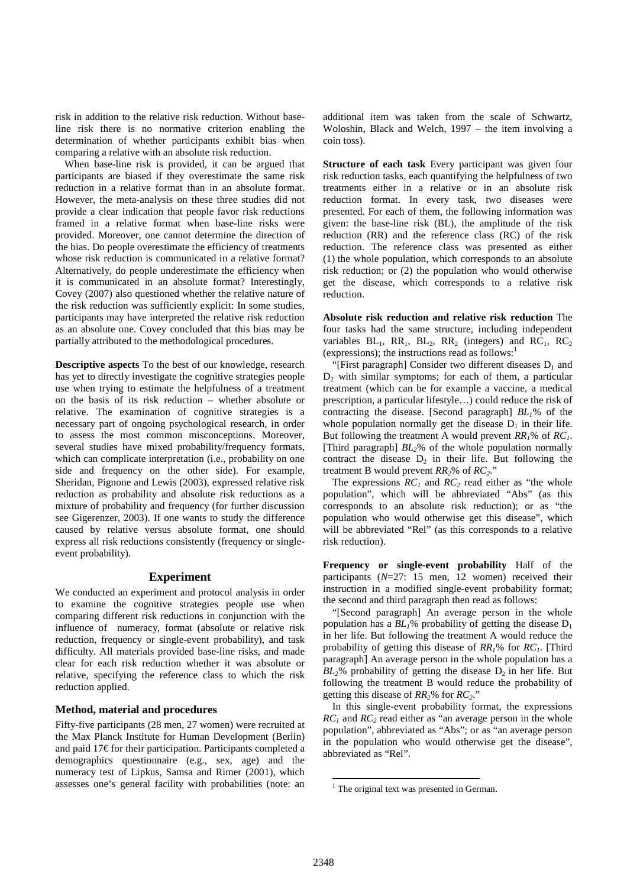risk in addition to the relative risk reduction. Without base-line risk there is no normative criterion enabling the determination of whether participants exhibit bias when comparing a relative with an absolute risk reduction.

When base-line risk is provided, it can be argued that participants are biased if they overestimate the same risk reduction in a relative format than in an absolute format. However, the meta-analysis on these three studies did not provide a clear indication that people favor risk reductions framed in a relative format when base-line risks were provided. Moreover, one cannot determine the direction of the bias. Do people overestimate the efficiency of treatments whose risk reduction is communicated in a relative format? Alternatively, do people underestimate the efficiency when it is communicated in an absolute format? Interestingly, Covey (2007) also questioned whether the relative nature of the risk reduction was sufficiently explicit: In some studies, participants may have interpreted the relative risk reduction as an absolute one. Covey concluded that this bias may be partially attributed to the methodological procedures.

**Descriptive aspects** To the best of our knowledge, research has yet to directly investigate the cognitive strategies people use when trying to estimate the helpfulness of a treatment on the basis of its risk reduction – whether absolute or relative. The examination of cognitive strategies is a necessary part of ongoing psychological research, in order to assess the most common misconceptions. Moreover, several studies have mixed probability/frequency formats, which can complicate interpretation (i.e., probability on one side and frequency on the other side). For example, Sheridan, Pignone and Lewis (2003), expressed relative risk reduction as probability and absolute risk reductions as a mixture of probability and frequency (for further discussion see Gigerenzer, 2003). If one wants to study the difference caused by relative versus absolute format, one should express all risk reductions consistently (frequency or single-event probability).

## Experiment

We conducted an experiment and protocol analysis in order to examine the cognitive strategies people use when comparing different risk reductions in conjunction with the influence of numeracy, format (absolute or relative risk reduction, frequency or single-event probability), and task difficulty. All materials provided base-line risks, and made clear for each risk reduction whether it was absolute or relative, specifying the reference class to which the risk reduction applied.

### Method, material and procedures

Fifty-five participants (28 men, 27 women) were recruited at the Max Planck Institute for Human Development (Berlin) and paid 17€ for their participation. Participants completed a demographics questionnaire (e.g., sex, age) and the numeracy test of Lipkus, Samsa and Rimer (2001), which assesses one's general facility with probabilities (note: an additional item was taken from the scale of Schwartz, Woloshin, Black and Welch, 1997 – the item involving a coin toss).

**Structure of each task** Every participant was given four risk reduction tasks, each quantifying the helpfulness of two treatments either in a relative or in an absolute risk reduction format. In every task, two diseases were presented. For each of them, the following information was given: the base-line risk (BL), the amplitude of the risk reduction (RR) and the reference class (RC) of the risk reduction. The reference class was presented as either (1) the whole population, which corresponds to an absolute risk reduction; or (2) the population who would otherwise get the disease, which corresponds to a relative risk reduction.

**Absolute risk reduction and relative risk reduction** The four tasks had the same structure, including independent variables $BL_1$, $RR_1$, $BL_2$, $RR_2$ (integers) and $RC_1$, $RC_2$ (expressions); the instructions read as follows:[1]

"[First paragraph] Consider two different diseases $D_1$ and $D_2$ with similar symptoms; for each of them, a particular treatment (which can be for example a vaccine, a medical prescription, a particular lifestyle…) could reduce the risk of contracting the disease. [Second paragraph] $BL_1$% of the whole population normally get the disease $D_1$ in their life. But following the treatment A would prevent $RR_1$% of $RC_1$. [Third paragraph] $BL_2$% of the whole population normally contract the disease $D_2$ in their life. But following the treatment B would prevent $RR_2$% of $RC_2$."

The expressions $RC_1$ and $RC_2$ read either as "the whole population", which will be abbreviated "Abs" (as this corresponds to an absolute risk reduction); or as "the population who would otherwise get this disease", which will be abbreviated "Rel" (as this corresponds to a relative risk reduction).

**Frequency or single-event probability** Half of the participants ($N$=27: 15 men, 12 women) received their instruction in a modified single-event probability format; the second and third paragraph then read as follows:

"[Second paragraph] An average person in the whole population has a $BL_1$% probability of getting the disease $D_1$ in her life. But following the treatment A would reduce the probability of getting this disease of $RR_1$% for $RC_1$. [Third paragraph] An average person in the whole population has a $BL_2$% probability of getting the disease $D_2$ in her life. But following the treatment B would reduce the probability of getting this disease of $RR_2$% for $RC_2$."

In this single-event probability format, the expressions $RC_1$ and $RC_2$ read either as "an average person in the whole population", abbreviated as "Abs"; or as "an average person in the population who would otherwise get the disease", abbreviated as "Rel".

[1] The original text was presented in German.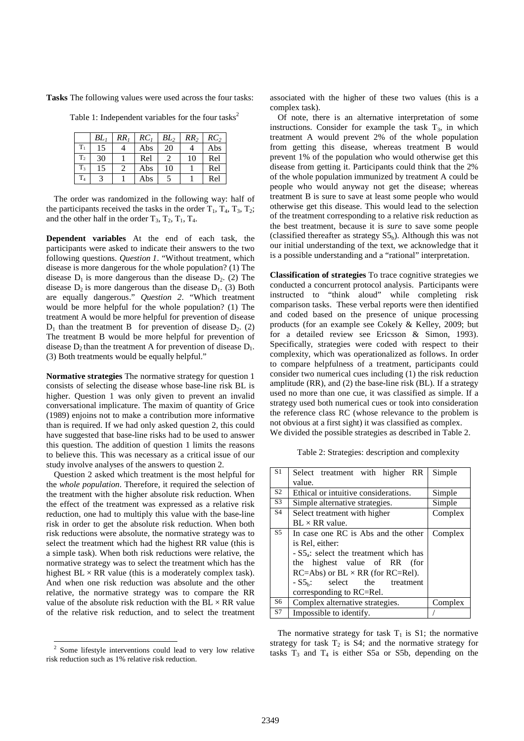**Tasks** The following values were used across the four tasks:

Table 1: Independent variables for the four tasks[2]

| | $BL_1$ | $RR_1$ | $RC_1$ | $BL_2$ | $RR_2$ | $RC_2$ |
|---|---|---|---|---|---|---|
| $T_1$ | 15 | 4 | Abs | 20 | 4 | Abs |
| $T_2$ | 30 | 1 | Rel | 2 | 10 | Rel |
| $T_3$ | 15 | 2 | Abs | 10 | 1 | Rel |
| $T_4$ | 3 | 1 | Abs | 5 | 1 | Rel |

The order was randomized in the following way: half of the participants received the tasks in the order $T_1$, $T_4$, $T_3$, $T_2$; and the other half in the order $T_3$, $T_2$, $T_1$, $T_4$.

**Dependent variables** At the end of each task, the participants were asked to indicate their answers to the two following questions. *Question 1*. "Without treatment, which disease is more dangerous for the whole population? (1) The disease $D_1$ is more dangerous than the disease $D_2$. (2) The disease $D_2$ is more dangerous than the disease $D_1$. (3) Both are equally dangerous." *Question 2*. "Which treatment would be more helpful for the whole population? (1) The treatment A would be more helpful for prevention of disease $D_1$ than the treatment B for prevention of disease $D_2$. (2) The treatment B would be more helpful for prevention of disease $D_2$ than the treatment A for prevention of disease $D_1$. (3) Both treatments would be equally helpful."

**Normative strategies** The normative strategy for question 1 consists of selecting the disease whose base-line risk BL is higher. Question 1 was only given to prevent an invalid conversational implicature. The maxim of quantity of Grice (1989) enjoins not to make a contribution more informative than is required. If we had only asked question 2, this could have suggested that base-line risks had to be used to answer this question. The addition of question 1 limits the reasons to believe this. This was necessary as a critical issue of our study involve analyses of the answers to question 2.

Question 2 asked which treatment is the most helpful for the *whole population*. Therefore, it required the selection of the treatment with the higher absolute risk reduction. When the effect of the treatment was expressed as a relative risk reduction, one had to multiply this value with the base-line risk in order to get the absolute risk reduction. When both risk reductions were absolute, the normative strategy was to select the treatment which had the highest RR value (this is a simple task). When both risk reductions were relative, the normative strategy was to select the treatment which has the highest BL × RR value (this is a moderately complex task). And when one risk reduction was absolute and the other relative, the normative strategy was to compare the RR value of the absolute risk reduction with the BL × RR value of the relative risk reduction, and to select the treatment associated with the higher of these two values (this is a complex task).

Of note, there is an alternative interpretation of some instructions. Consider for example the task $T_3$, in which treatment A would prevent 2% of the whole population from getting this disease, whereas treatment B would prevent 1% of the population who would otherwise get this disease from getting it. Participants could think that the 2% of the whole population immunized by treatment A could be people who would anyway not get the disease; whereas treatment B is sure to save at least some people who would otherwise get this disease. This would lead to the selection of the treatment corresponding to a relative risk reduction as the best treatment, because it is *sure* to save some people (classified thereafter as strategy $S5_b$). Although this was not our initial understanding of the text, we acknowledge that it is a possible understanding and a "rational" interpretation.

**Classification of strategies** To trace cognitive strategies we conducted a concurrent protocol analysis. Participants were instructed to "think aloud" while completing risk comparison tasks. These verbal reports were then identified and coded based on the presence of unique processing products (for an example see Cokely & Kelley, 2009; but for a detailed review see Ericsson & Simon, 1993). Specifically, strategies were coded with respect to their complexity, which was operationalized as follows. In order to compare helpfulness of a treatment, participants could consider two numerical cues including (1) the risk reduction amplitude (RR), and (2) the base-line risk (BL). If a strategy used no more than one cue, it was classified as simple. If a strategy used both numerical cues or took into consideration the reference class RC (whose relevance to the problem is not obvious at a first sight) it was classified as complex.
We divided the possible strategies as described in Table 2.

Table 2: Strategies: description and complexity

| | | |
|---|---|---|
| S1 | Select treatment with higher RR value. | Simple |
| S2 | Ethical or intuitive considerations. | Simple |
| S3 | Simple alternative strategies. | Simple |
| S4 | Select treatment with higher BL × RR value. | Complex |
| S5 | In case one RC is Abs and the other is Rel, either: - $S5_a$: select the treatment which has the highest value of RR (for RC=Abs) or BL × RR (for RC=Rel). - $S5_b$: select the treatment corresponding to RC=Rel. | Complex |
| S6 | Complex alternative strategies. | Complex |
| S7 | Impossible to identify. | / |

The normative strategy for task $T_1$ is S1; the normative strategy for task $T_2$ is S4; and the normative strategy for tasks $T_3$ and $T_4$ is either S5a or S5b, depending on the

[2] Some lifestyle interventions could lead to very low relative risk reduction such as 1% relative risk reduction.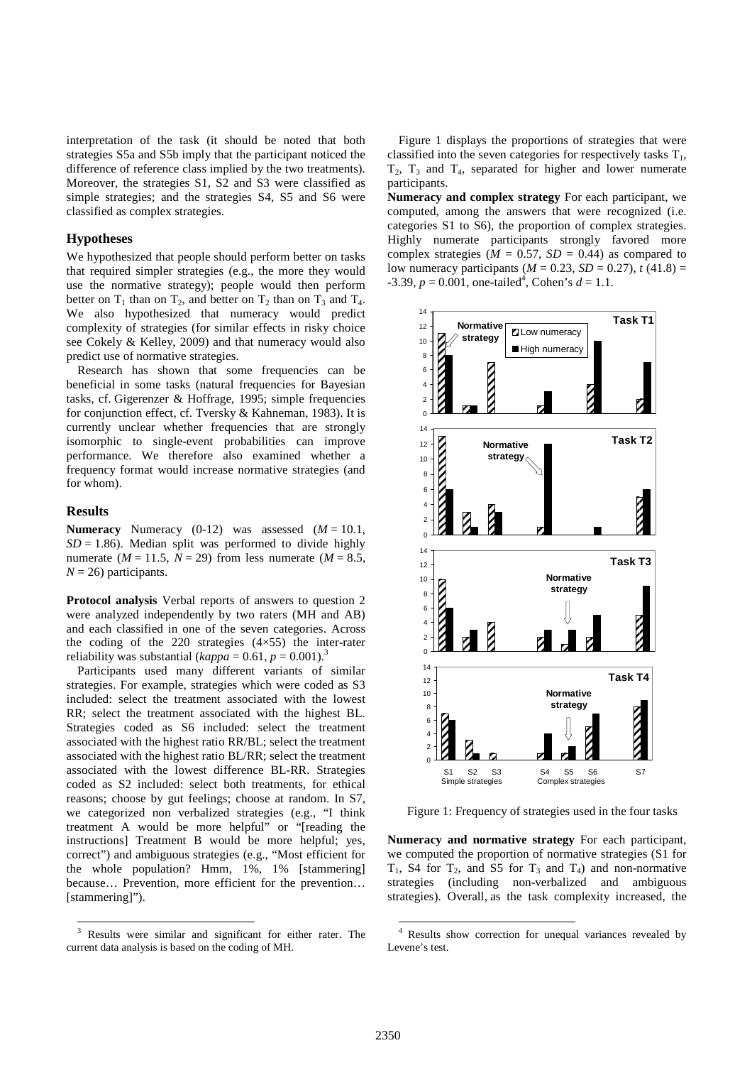interpretation of the task (it should be noted that both strategies S5a and S5b imply that the participant noticed the difference of reference class implied by the two treatments). Moreover, the strategies S1, S2 and S3 were classified as simple strategies; and the strategies S4, S5 and S6 were classified as complex strategies.

## Hypotheses

We hypothesized that people should perform better on tasks that required simpler strategies (e.g., the more they would use the normative strategy); people would then perform better on $T_1$ than on $T_2$, and better on $T_2$ than on $T_3$ and $T_4$. We also hypothesized that numeracy would predict complexity of strategies (for similar effects in risky choice see Cokely & Kelley, 2009) and that numeracy would also predict use of normative strategies.

Research has shown that some frequencies can be beneficial in some tasks (natural frequencies for Bayesian tasks, cf. Gigerenzer & Hoffrage, 1995; simple frequencies for conjunction effect, cf. Tversky & Kahneman, 1983). It is currently unclear whether frequencies that are strongly isomorphic to single-event probabilities can improve performance. We therefore also examined whether a frequency format would increase normative strategies (and for whom).

## Results

**Numeracy** Numeracy (0-12) was assessed ($M = 10.1$, $SD = 1.86$). Median split was performed to divide highly numerate ($M = 11.5$, $N = 29$) from less numerate ($M = 8.5$, $N = 26$) participants.

**Protocol analysis** Verbal reports of answers to question 2 were analyzed independently by two raters (MH and AB) and each classified in one of the seven categories. Across the coding of the 220 strategies (4×55) the inter-rater reliability was substantial (*kappa* = 0.61, $p = 0.001$).[3]

Participants used many different variants of similar strategies. For example, strategies which were coded as S3 included: select the treatment associated with the lowest RR; select the treatment associated with the highest BL. Strategies coded as S6 included: select the treatment associated with the highest ratio RR/BL; select the treatment associated with the highest ratio BL/RR; select the treatment associated with the lowest difference BL-RR. Strategies coded as S2 included: select both treatments, for ethical reasons; choose by gut feelings; choose at random. In S7, we categorized non verbalized strategies (e.g., "I think treatment A would be more helpful" or "[reading the instructions] Treatment B would be more helpful; yes, correct") and ambiguous strategies (e.g., "Most efficient for the whole population? Hmm, 1%, 1% [stammering] because… Prevention, more efficient for the prevention… [stammering]").

Figure 1 displays the proportions of strategies that were classified into the seven categories for respectively tasks $T_1$, $T_2$, $T_3$ and $T_4$, separated for higher and lower numerate participants.

**Numeracy and complex strategy** For each participant, we computed, among the answers that were recognized (i.e. categories S1 to S6), the proportion of complex strategies. Highly numerate participants strongly favored more complex strategies ($M = 0.57$, $SD = 0.44$) as compared to low numeracy participants ($M = 0.23$, $SD = 0.27$), $t\,(41.8) = -3.39$, $p = 0.001$, one-tailed[4], Cohen's $d = 1.1$.

Figure 1: Frequency of strategies used in the four tasks

**Numeracy and normative strategy** For each participant, we computed the proportion of normative strategies (S1 for $T_1$, S4 for $T_2$, and S5 for $T_3$ and $T_4$) and non-normative strategies (including non-verbalized and ambiguous strategies). Overall, as the task complexity increased, the

---

[3] Results were similar and significant for either rater. The current data analysis is based on the coding of MH.

[4] Results show correction for unequal variances revealed by Levene's test.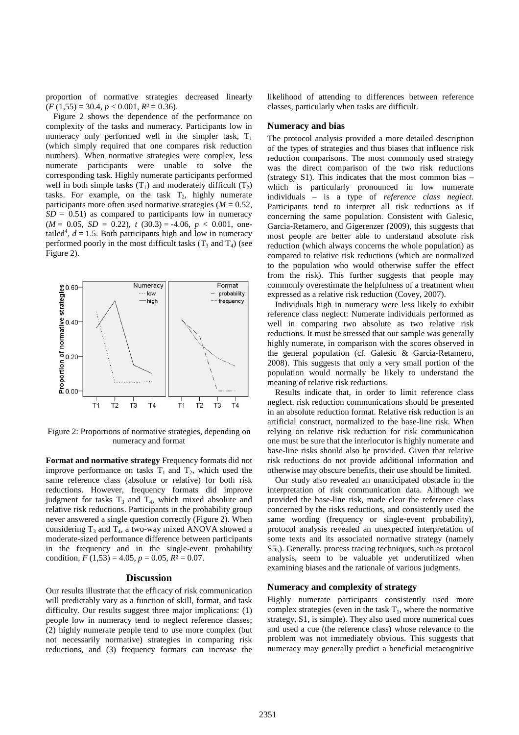proportion of normative strategies decreased linearly ($F$ (1,55) = 30.4, $p$ < 0.001, $R^2$ = 0.36).

Figure 2 shows the dependence of the performance on complexity of the tasks and numeracy. Participants low in numeracy only performed well in the simpler task, $T_1$ (which simply required that one compares risk reduction numbers). When normative strategies were complex, less numerate participants were unable to solve the corresponding task. Highly numerate participants performed well in both simple tasks ($T_1$) and moderately difficult ($T_2$) tasks. For example, on the task $T_2$, highly numerate participants more often used normative strategies ($M$ = 0.52, $SD$ = 0.51) as compared to participants low in numeracy ($M$ = 0.05, $SD$ = 0.22), $t$ (30.3) = -4.06, $p$ < 0.001, one-tailed[4], $d$ = 1.5. Both participants high and low in numeracy performed poorly in the most difficult tasks ($T_3$ and $T_4$) (see Figure 2).

Figure 2: Proportions of normative strategies, depending on numeracy and format

**Format and normative strategy** Frequency formats did not improve performance on tasks $T_1$ and $T_2$, which used the same reference class (absolute or relative) for both risk reductions. However, frequency formats did improve judgment for tasks $T_3$ and $T_4$, which mixed absolute and relative risk reductions. Participants in the probability group never answered a single question correctly (Figure 2). When considering $T_3$ and $T_4$, a two-way mixed ANOVA showed a moderate-sized performance difference between participants in the frequency and in the single-event probability condition, $F$ (1,53) = 4.05, $p$ = 0.05, $R^2$ = 0.07.

## Discussion

Our results illustrate that the efficacy of risk communication will predictably vary as a function of skill, format, and task difficulty. Our results suggest three major implications: (1) people low in numeracy tend to neglect reference classes; (2) highly numerate people tend to use more complex (but not necessarily normative) strategies in comparing risk reductions, and (3) frequency formats can increase the likelihood of attending to differences between reference classes, particularly when tasks are difficult.

### Numeracy and bias

The protocol analysis provided a more detailed description of the types of strategies and thus biases that influence risk reduction comparisons. The most commonly used strategy was the direct comparison of the two risk reductions (strategy S1). This indicates that the most common bias – which is particularly pronounced in low numerate individuals – is a type of *reference class neglect*. Participants tend to interpret all risk reductions as if concerning the same population. Consistent with Galesic, Garcia-Retamero, and Gigerenzer (2009), this suggests that most people are better able to understand absolute risk reduction (which always concerns the whole population) as compared to relative risk reductions (which are normalized to the population who would otherwise suffer the effect from the risk). This further suggests that people may commonly overestimate the helpfulness of a treatment when expressed as a relative risk reduction (Covey, 2007).

Individuals high in numeracy were less likely to exhibit reference class neglect: Numerate individuals performed as well in comparing two absolute as two relative risk reductions. It must be stressed that our sample was generally highly numerate, in comparison with the scores observed in the general population (cf. Galesic & Garcia-Retamero, 2008). This suggests that only a very small portion of the population would normally be likely to understand the meaning of relative risk reductions.

Results indicate that, in order to limit reference class neglect, risk reduction communications should be presented in an absolute reduction format. Relative risk reduction is an artificial construct, normalized to the base-line risk. When relying on relative risk reduction for risk communication one must be sure that the interlocutor is highly numerate and base-line risks should also be provided. Given that relative risk reductions do not provide additional information and otherwise may obscure benefits, their use should be limited.

Our study also revealed an unanticipated obstacle in the interpretation of risk communication data. Although we provided the base-line risk, made clear the reference class concerned by the risks reductions, and consistently used the same wording (frequency or single-event probability), protocol analysis revealed an unexpected interpretation of some texts and its associated normative strategy (namely $S5_b$). Generally, process tracing techniques, such as protocol analysis, seem to be valuable yet underutilized when examining biases and the rationale of various judgments.

### Numeracy and complexity of strategy

Highly numerate participants consistently used more complex strategies (even in the task $T_1$, where the normative strategy, S1, is simple). They also used more numerical cues and used a cue (the reference class) whose relevance to the problem was not immediately obvious. This suggests that numeracy may generally predict a beneficial metacognitive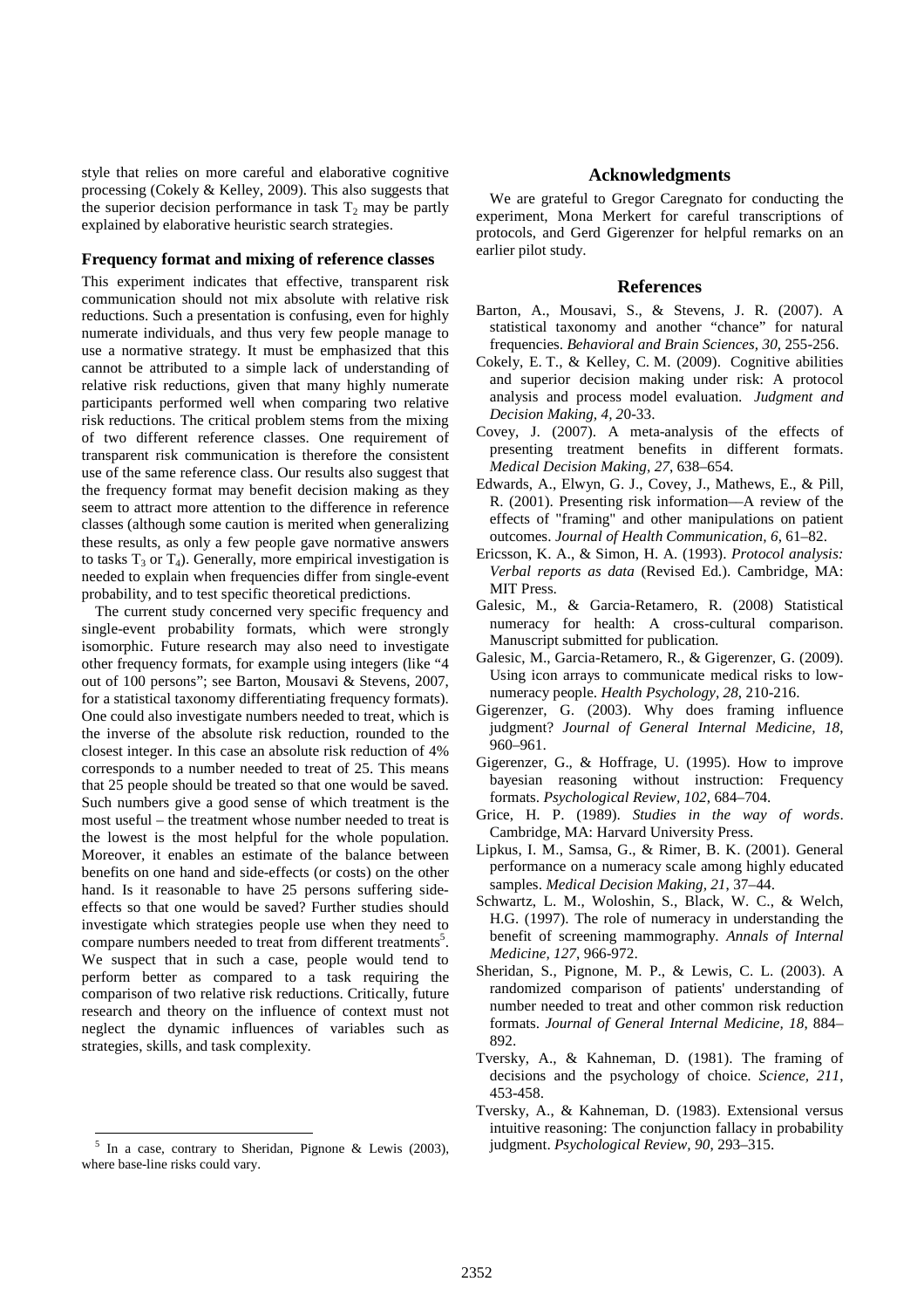style that relies on more careful and elaborative cognitive processing (Cokely & Kelley, 2009). This also suggests that the superior decision performance in task $T_2$ may be partly explained by elaborative heuristic search strategies.

### Frequency format and mixing of reference classes

This experiment indicates that effective, transparent risk communication should not mix absolute with relative risk reductions. Such a presentation is confusing, even for highly numerate individuals, and thus very few people manage to use a normative strategy. It must be emphasized that this cannot be attributed to a simple lack of understanding of relative risk reductions, given that many highly numerate participants performed well when comparing two relative risk reductions. The critical problem stems from the mixing of two different reference classes. One requirement of transparent risk communication is therefore the consistent use of the same reference class. Our results also suggest that the frequency format may benefit decision making as they seem to attract more attention to the difference in reference classes (although some caution is merited when generalizing these results, as only a few people gave normative answers to tasks $T_3$ or $T_4$). Generally, more empirical investigation is needed to explain when frequencies differ from single-event probability, and to test specific theoretical predictions.

The current study concerned very specific frequency and single-event probability formats, which were strongly isomorphic. Future research may also need to investigate other frequency formats, for example using integers (like "4 out of 100 persons"; see Barton, Mousavi & Stevens, 2007, for a statistical taxonomy differentiating frequency formats). One could also investigate numbers needed to treat, which is the inverse of the absolute risk reduction, rounded to the closest integer. In this case an absolute risk reduction of 4% corresponds to a number needed to treat of 25. This means that 25 people should be treated so that one would be saved. Such numbers give a good sense of which treatment is the most useful – the treatment whose number needed to treat is the lowest is the most helpful for the whole population. Moreover, it enables an estimate of the balance between benefits on one hand and side-effects (or costs) on the other hand. Is it reasonable to have 25 persons suffering side-effects so that one would be saved? Further studies should investigate which strategies people use when they need to compare numbers needed to treat from different treatments[5]. We suspect that in such a case, people would tend to perform better as compared to a task requiring the comparison of two relative risk reductions. Critically, future research and theory on the influence of context must not neglect the dynamic influences of variables such as strategies, skills, and task complexity.

[5] In a case, contrary to Sheridan, Pignone & Lewis (2003), where base-line risks could vary.

## Acknowledgments

We are grateful to Gregor Caregnato for conducting the experiment, Mona Merkert for careful transcriptions of protocols, and Gerd Gigerenzer for helpful remarks on an earlier pilot study.

## References

Barton, A., Mousavi, S., & Stevens, J. R. (2007). A statistical taxonomy and another "chance" for natural frequencies. *Behavioral and Brain Sciences, 30*, 255-256.

Cokely, E. T., & Kelley, C. M. (2009). Cognitive abilities and superior decision making under risk: A protocol analysis and process model evaluation. *Judgment and Decision Making, 4*, 20-33.

Covey, J. (2007). A meta-analysis of the effects of presenting treatment benefits in different formats. *Medical Decision Making, 27*, 638–654.

Edwards, A., Elwyn, G. J., Covey, J., Mathews, E., & Pill, R. (2001). Presenting risk information—A review of the effects of "framing" and other manipulations on patient outcomes. *Journal of Health Communication, 6*, 61–82.

Ericsson, K. A., & Simon, H. A. (1993). *Protocol analysis: Verbal reports as data* (Revised Ed.). Cambridge, MA: MIT Press.

Galesic, M., & Garcia-Retamero, R. (2008) Statistical numeracy for health: A cross-cultural comparison. Manuscript submitted for publication.

Galesic, M., Garcia-Retamero, R., & Gigerenzer, G. (2009). Using icon arrays to communicate medical risks to low-numeracy people. *Health Psychology, 28*, 210-216.

Gigerenzer, G. (2003). Why does framing influence judgment? *Journal of General Internal Medicine, 18*, 960–961.

Gigerenzer, G., & Hoffrage, U. (1995). How to improve bayesian reasoning without instruction: Frequency formats. *Psychological Review, 102*, 684–704.

Grice, H. P. (1989). *Studies in the way of words*. Cambridge, MA: Harvard University Press.

Lipkus, I. M., Samsa, G., & Rimer, B. K. (2001). General performance on a numeracy scale among highly educated samples. *Medical Decision Making, 21*, 37–44.

Schwartz, L. M., Woloshin, S., Black, W. C., & Welch, H.G. (1997). The role of numeracy in understanding the benefit of screening mammography. *Annals of Internal Medicine, 127*, 966-972.

Sheridan, S., Pignone, M. P., & Lewis, C. L. (2003). A randomized comparison of patients' understanding of number needed to treat and other common risk reduction formats. *Journal of General Internal Medicine, 18*, 884–892.

Tversky, A., & Kahneman, D. (1981). The framing of decisions and the psychology of choice. *Science, 211*, 453-458.

Tversky, A., & Kahneman, D. (1983). Extensional versus intuitive reasoning: The conjunction fallacy in probability judgment. *Psychological Review, 90*, 293–315.